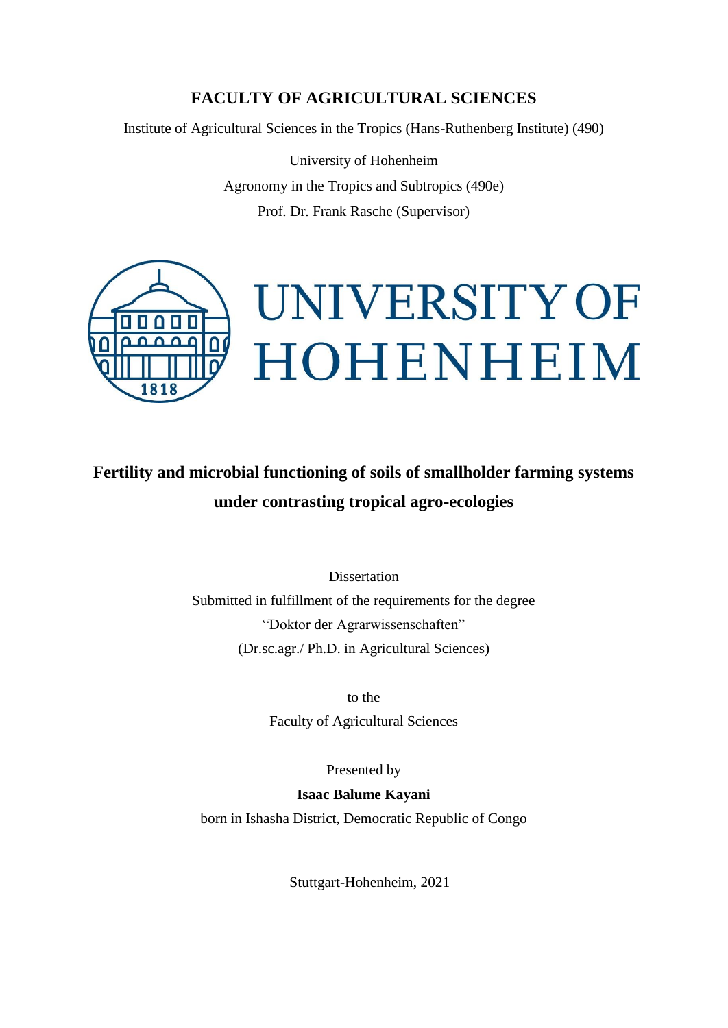**FACULTY OF AGRICULTURAL SCIENCES**

Institute of Agricultural Sciences in the Tropics (Hans-Ruthenberg Institute) (490)

University of Hohenheim

Agronomy in the Tropics and Subtropics (490e)

Prof. Dr. Frank Rasche (Supervisor)

UNIVERSITY OF HOHENHEIM

# Fertility and microbial functioning of soils of smallholder farming systems under contrasting tropical agro-ecologies

Dissertation

Submitted in fulfillment of the requirements for the degree

“Doktor der Agrarwissenschaften”

(Dr.sc.agr./ Ph.D. in Agricultural Sciences)

to the

Faculty of Agricultural Sciences

Presented by

**Isaac Balume Kayani**

born in Ishasha District, Democratic Republic of Congo

Stuttgart-Hohenheim, 2021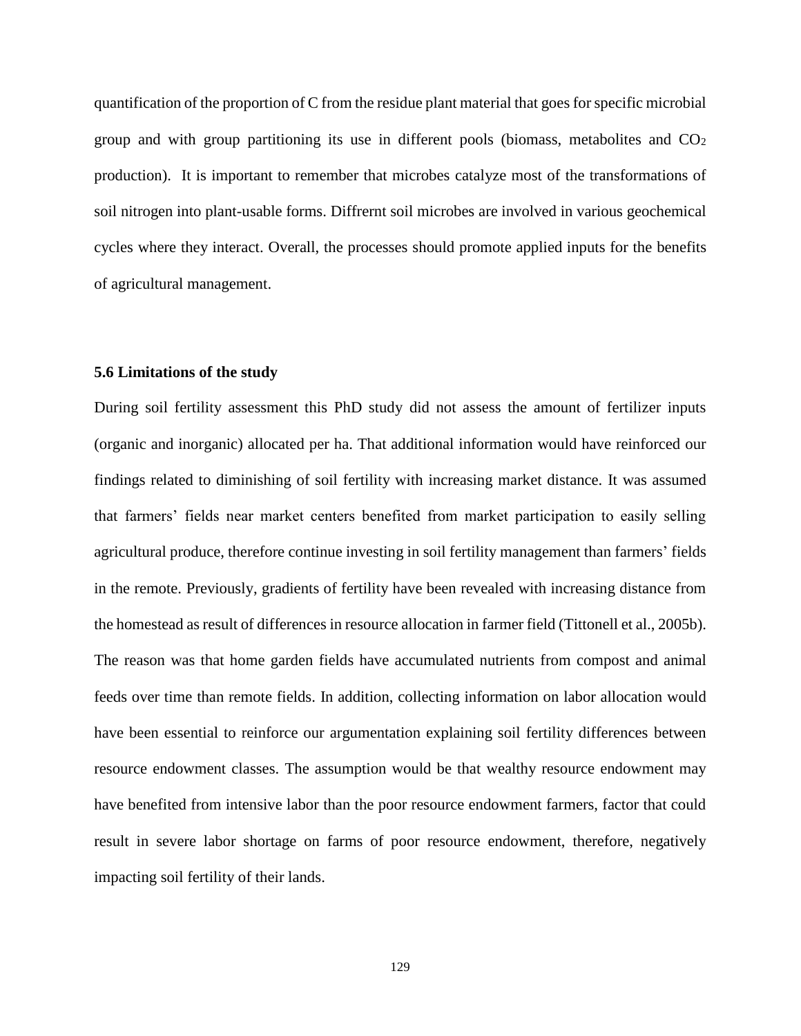quantification of the proportion of C from the residue plant material that goes for specific microbial group and with group partitioning its use in different pools (biomass, metabolites and $CO_2$ production). It is important to remember that microbes catalyze most of the transformations of soil nitrogen into plant-usable forms. Diffrernt soil microbes are involved in various geochemical cycles where they interact. Overall, the processes should promote applied inputs for the benefits of agricultural management.

### 5.6 Limitations of the study

During soil fertility assessment this PhD study did not assess the amount of fertilizer inputs (organic and inorganic) allocated per ha. That additional information would have reinforced our findings related to diminishing of soil fertility with increasing market distance. It was assumed that farmers' fields near market centers benefited from market participation to easily selling agricultural produce, therefore continue investing in soil fertility management than farmers' fields in the remote. Previously, gradients of fertility have been revealed with increasing distance from the homestead as result of differences in resource allocation in farmer field (Tittonell et al., 2005b). The reason was that home garden fields have accumulated nutrients from compost and animal feeds over time than remote fields. In addition, collecting information on labor allocation would have been essential to reinforce our argumentation explaining soil fertility differences between resource endowment classes. The assumption would be that wealthy resource endowment may have benefited from intensive labor than the poor resource endowment farmers, factor that could result in severe labor shortage on farms of poor resource endowment, therefore, negatively impacting soil fertility of their lands.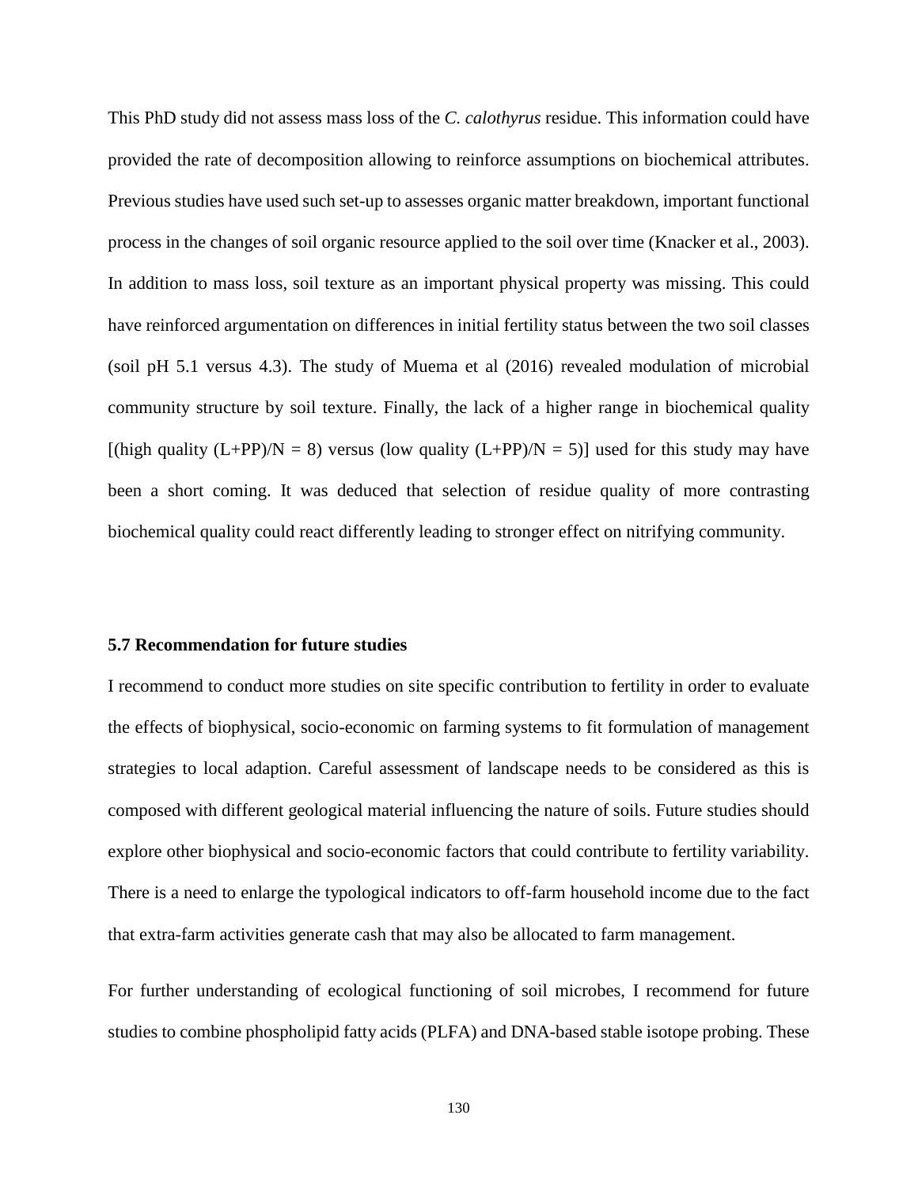This PhD study did not assess mass loss of the *C. calothyrus* residue. This information could have provided the rate of decomposition allowing to reinforce assumptions on biochemical attributes. Previous studies have used such set-up to assesses organic matter breakdown, important functional process in the changes of soil organic resource applied to the soil over time (Knacker et al., 2003). In addition to mass loss, soil texture as an important physical property was missing. This could have reinforced argumentation on differences in initial fertility status between the two soil classes (soil pH 5.1 versus 4.3). The study of Muema et al (2016) revealed modulation of microbial community structure by soil texture. Finally, the lack of a higher range in biochemical quality [(high quality (L+PP)/N = 8) versus (low quality (L+PP)/N = 5)] used for this study may have been a short coming. It was deduced that selection of residue quality of more contrasting biochemical quality could react differently leading to stronger effect on nitrifying community.

### 5.7 Recommendation for future studies

I recommend to conduct more studies on site specific contribution to fertility in order to evaluate the effects of biophysical, socio-economic on farming systems to fit formulation of management strategies to local adaption. Careful assessment of landscape needs to be considered as this is composed with different geological material influencing the nature of soils. Future studies should explore other biophysical and socio-economic factors that could contribute to fertility variability. There is a need to enlarge the typological indicators to off-farm household income due to the fact that extra-farm activities generate cash that may also be allocated to farm management.

For further understanding of ecological functioning of soil microbes, I recommend for future studies to combine phospholipid fatty acids (PLFA) and DNA-based stable isotope probing. These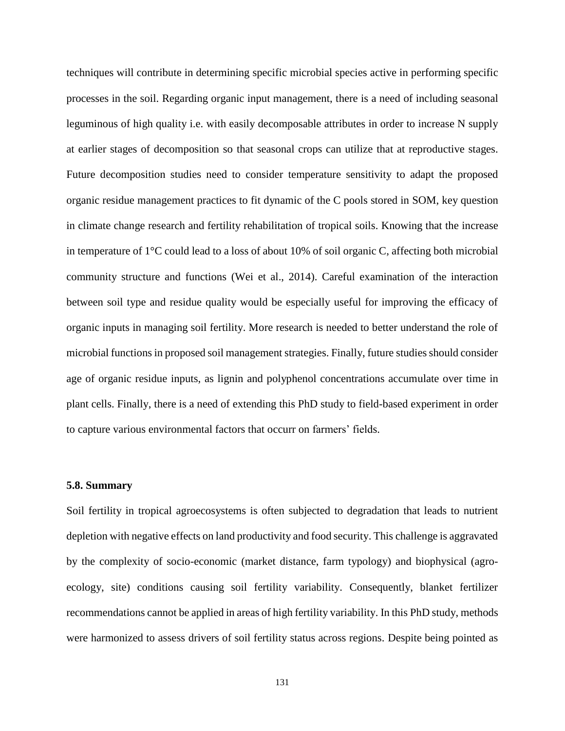techniques will contribute in determining specific microbial species active in performing specific processes in the soil. Regarding organic input management, there is a need of including seasonal leguminous of high quality i.e. with easily decomposable attributes in order to increase N supply at earlier stages of decomposition so that seasonal crops can utilize that at reproductive stages. Future decomposition studies need to consider temperature sensitivity to adapt the proposed organic residue management practices to fit dynamic of the C pools stored in SOM, key question in climate change research and fertility rehabilitation of tropical soils. Knowing that the increase in temperature of 1°C could lead to a loss of about 10% of soil organic C, affecting both microbial community structure and functions (Wei et al., 2014). Careful examination of the interaction between soil type and residue quality would be especially useful for improving the efficacy of organic inputs in managing soil fertility. More research is needed to better understand the role of microbial functions in proposed soil management strategies. Finally, future studies should consider age of organic residue inputs, as lignin and polyphenol concentrations accumulate over time in plant cells. Finally, there is a need of extending this PhD study to field-based experiment in order to capture various environmental factors that occurr on farmers' fields.

### 5.8. Summary

Soil fertility in tropical agroecosystems is often subjected to degradation that leads to nutrient depletion with negative effects on land productivity and food security. This challenge is aggravated by the complexity of socio-economic (market distance, farm typology) and biophysical (agro-ecology, site) conditions causing soil fertility variability. Consequently, blanket fertilizer recommendations cannot be applied in areas of high fertility variability. In this PhD study, methods were harmonized to assess drivers of soil fertility status across regions. Despite being pointed as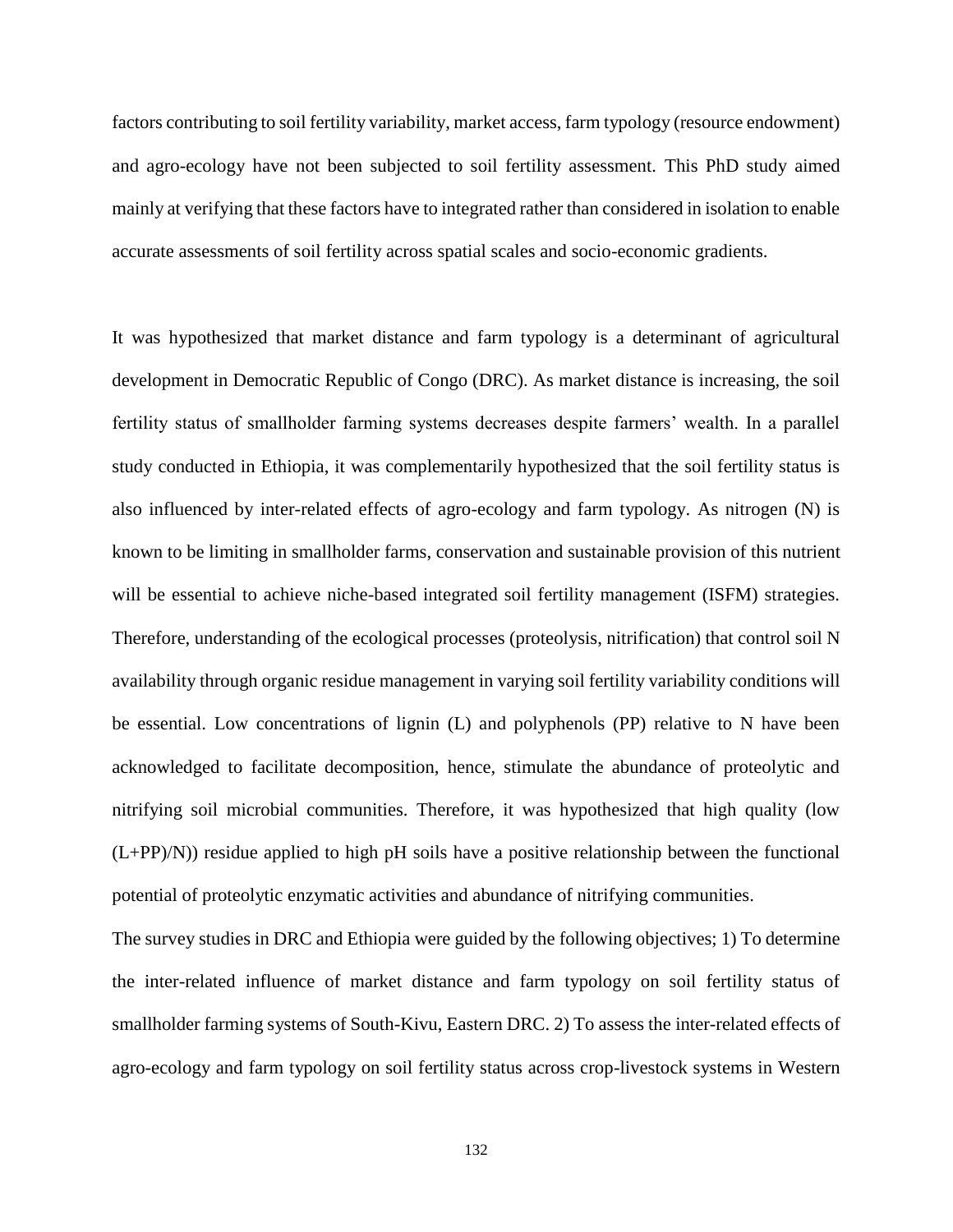factors contributing to soil fertility variability, market access, farm typology (resource endowment) and agro-ecology have not been subjected to soil fertility assessment. This PhD study aimed mainly at verifying that these factors have to integrated rather than considered in isolation to enable accurate assessments of soil fertility across spatial scales and socio-economic gradients.

It was hypothesized that market distance and farm typology is a determinant of agricultural development in Democratic Republic of Congo (DRC). As market distance is increasing, the soil fertility status of smallholder farming systems decreases despite farmers' wealth. In a parallel study conducted in Ethiopia, it was complementarily hypothesized that the soil fertility status is also influenced by inter-related effects of agro-ecology and farm typology. As nitrogen (N) is known to be limiting in smallholder farms, conservation and sustainable provision of this nutrient will be essential to achieve niche-based integrated soil fertility management (ISFM) strategies. Therefore, understanding of the ecological processes (proteolysis, nitrification) that control soil N availability through organic residue management in varying soil fertility variability conditions will be essential. Low concentrations of lignin (L) and polyphenols (PP) relative to N have been acknowledged to facilitate decomposition, hence, stimulate the abundance of proteolytic and nitrifying soil microbial communities. Therefore, it was hypothesized that high quality (low (L+PP)/N)) residue applied to high pH soils have a positive relationship between the functional potential of proteolytic enzymatic activities and abundance of nitrifying communities.

The survey studies in DRC and Ethiopia were guided by the following objectives; 1) To determine the inter-related influence of market distance and farm typology on soil fertility status of smallholder farming systems of South-Kivu, Eastern DRC. 2) To assess the inter-related effects of agro-ecology and farm typology on soil fertility status across crop-livestock systems in Western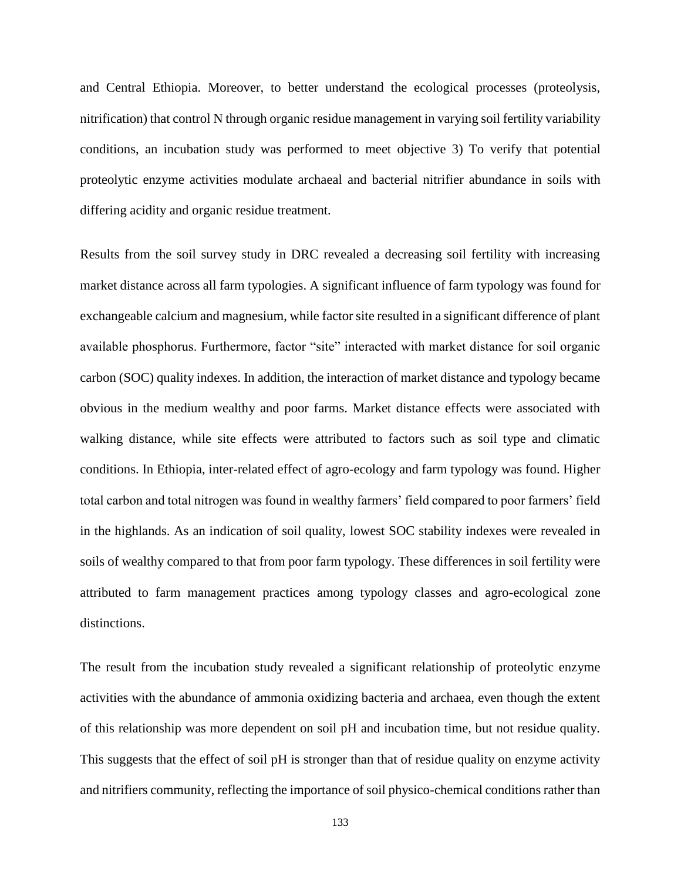and Central Ethiopia. Moreover, to better understand the ecological processes (proteolysis, nitrification) that control N through organic residue management in varying soil fertility variability conditions, an incubation study was performed to meet objective 3) To verify that potential proteolytic enzyme activities modulate archaeal and bacterial nitrifier abundance in soils with differing acidity and organic residue treatment.

Results from the soil survey study in DRC revealed a decreasing soil fertility with increasing market distance across all farm typologies. A significant influence of farm typology was found for exchangeable calcium and magnesium, while factor site resulted in a significant difference of plant available phosphorus. Furthermore, factor "site" interacted with market distance for soil organic carbon (SOC) quality indexes. In addition, the interaction of market distance and typology became obvious in the medium wealthy and poor farms. Market distance effects were associated with walking distance, while site effects were attributed to factors such as soil type and climatic conditions. In Ethiopia, inter-related effect of agro-ecology and farm typology was found. Higher total carbon and total nitrogen was found in wealthy farmers' field compared to poor farmers' field in the highlands. As an indication of soil quality, lowest SOC stability indexes were revealed in soils of wealthy compared to that from poor farm typology. These differences in soil fertility were attributed to farm management practices among typology classes and agro-ecological zone distinctions.

The result from the incubation study revealed a significant relationship of proteolytic enzyme activities with the abundance of ammonia oxidizing bacteria and archaea, even though the extent of this relationship was more dependent on soil pH and incubation time, but not residue quality. This suggests that the effect of soil pH is stronger than that of residue quality on enzyme activity and nitrifiers community, reflecting the importance of soil physico-chemical conditions rather than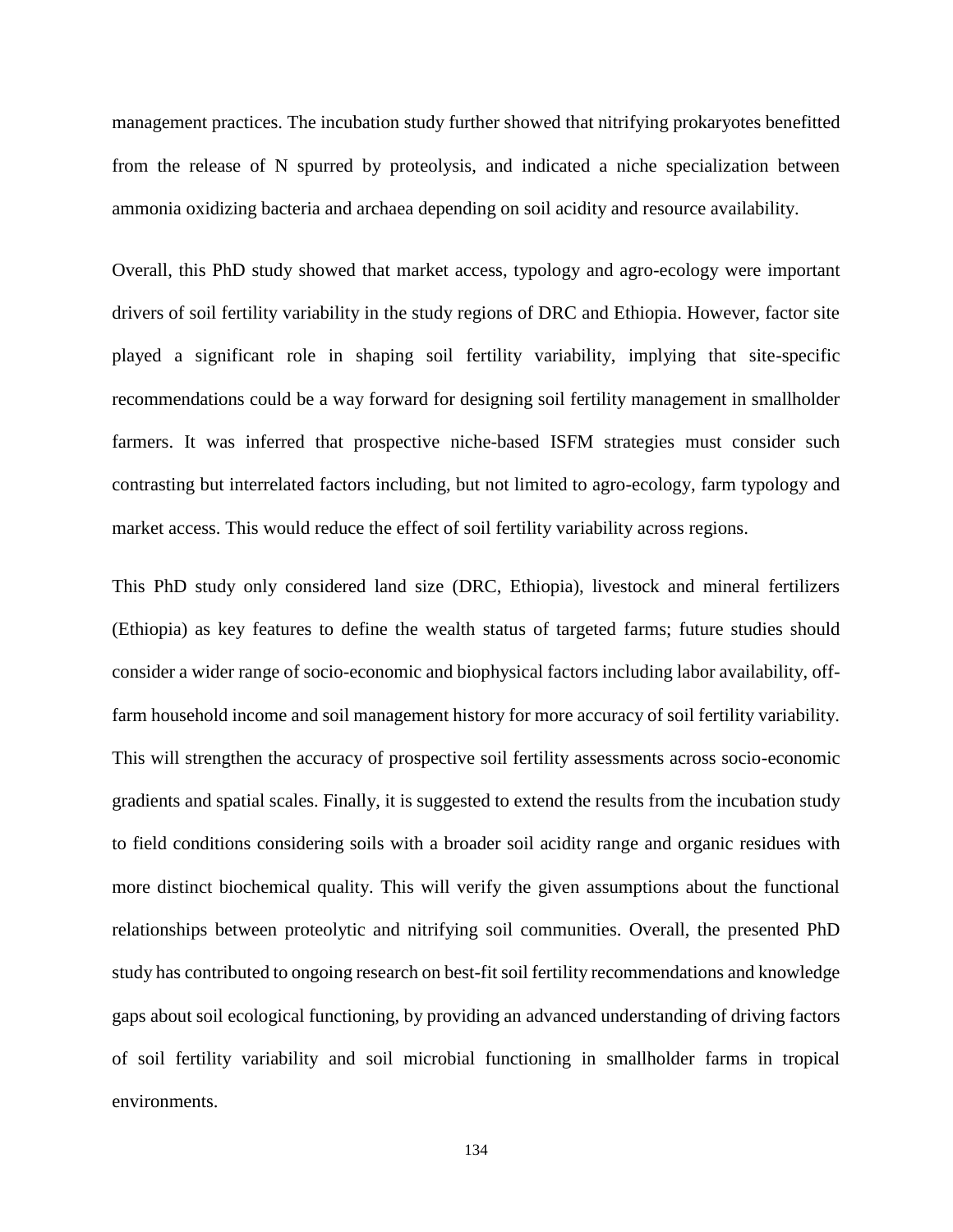management practices. The incubation study further showed that nitrifying prokaryotes benefitted from the release of N spurred by proteolysis, and indicated a niche specialization between ammonia oxidizing bacteria and archaea depending on soil acidity and resource availability.

Overall, this PhD study showed that market access, typology and agro-ecology were important drivers of soil fertility variability in the study regions of DRC and Ethiopia. However, factor site played a significant role in shaping soil fertility variability, implying that site-specific recommendations could be a way forward for designing soil fertility management in smallholder farmers. It was inferred that prospective niche-based ISFM strategies must consider such contrasting but interrelated factors including, but not limited to agro-ecology, farm typology and market access. This would reduce the effect of soil fertility variability across regions.

This PhD study only considered land size (DRC, Ethiopia), livestock and mineral fertilizers (Ethiopia) as key features to define the wealth status of targeted farms; future studies should consider a wider range of socio-economic and biophysical factors including labor availability, off-farm household income and soil management history for more accuracy of soil fertility variability. This will strengthen the accuracy of prospective soil fertility assessments across socio-economic gradients and spatial scales. Finally, it is suggested to extend the results from the incubation study to field conditions considering soils with a broader soil acidity range and organic residues with more distinct biochemical quality. This will verify the given assumptions about the functional relationships between proteolytic and nitrifying soil communities. Overall, the presented PhD study has contributed to ongoing research on best-fit soil fertility recommendations and knowledge gaps about soil ecological functioning, by providing an advanced understanding of driving factors of soil fertility variability and soil microbial functioning in smallholder farms in tropical environments.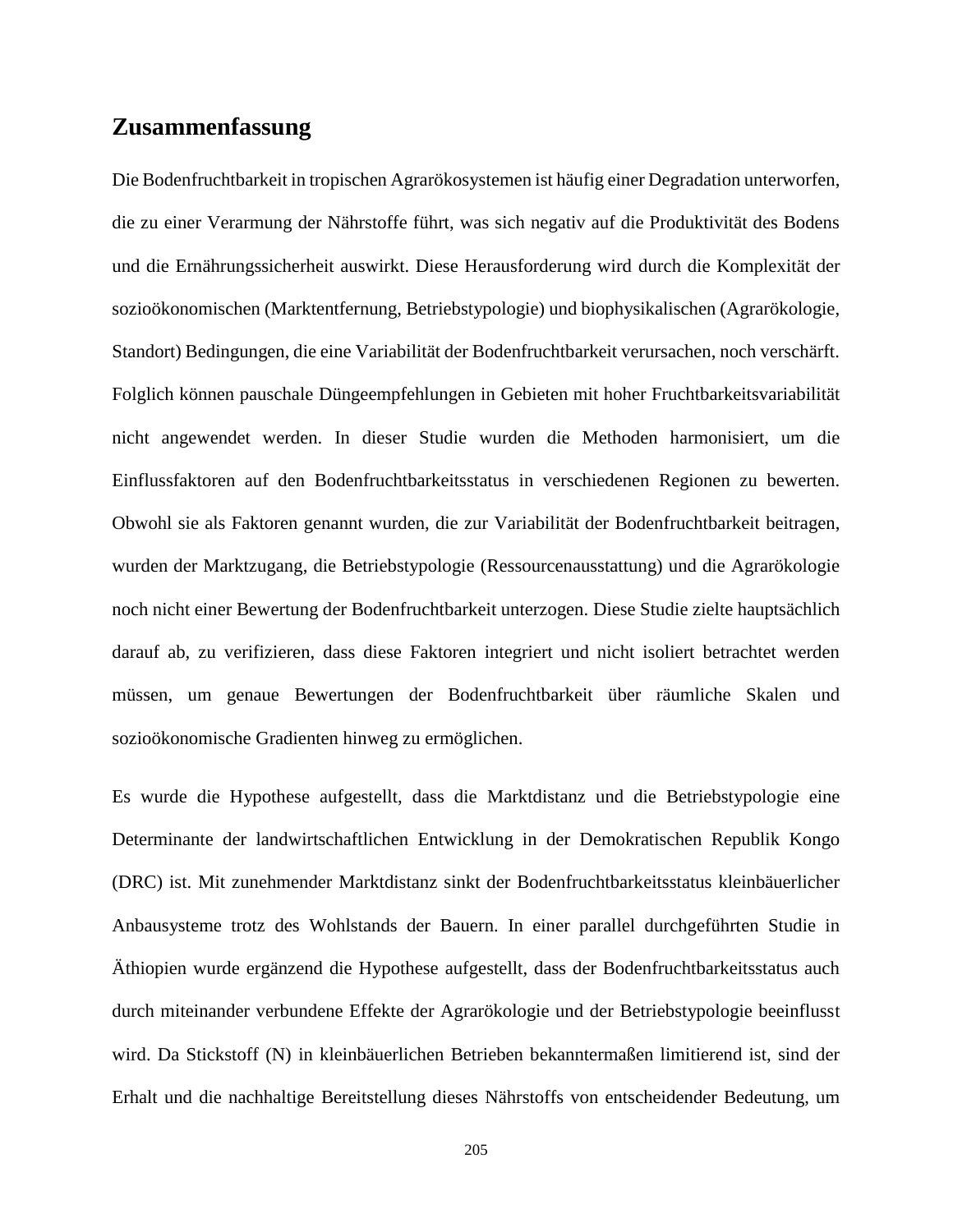## Zusammenfassung

Die Bodenfruchtbarkeit in tropischen Agrarökosystemen ist häufig einer Degradation unterworfen, die zu einer Verarmung der Nährstoffe führt, was sich negativ auf die Produktivität des Bodens und die Ernährungssicherheit auswirkt. Diese Herausforderung wird durch die Komplexität der sozioökonomischen (Marktentfernung, Betriebstypologie) und biophysikalischen (Agrarökologie, Standort) Bedingungen, die eine Variabilität der Bodenfruchtbarkeit verursachen, noch verschärft. Folglich können pauschale Düngeempfehlungen in Gebieten mit hoher Fruchtbarkeitsvariabilität nicht angewendet werden. In dieser Studie wurden die Methoden harmonisiert, um die Einflussfaktoren auf den Bodenfruchtbarkeitsstatus in verschiedenen Regionen zu bewerten. Obwohl sie als Faktoren genannt wurden, die zur Variabilität der Bodenfruchtbarkeit beitragen, wurden der Marktzugang, die Betriebstypologie (Ressourcenausstattung) und die Agrarökologie noch nicht einer Bewertung der Bodenfruchtbarkeit unterzogen. Diese Studie zielte hauptsächlich darauf ab, zu verifizieren, dass diese Faktoren integriert und nicht isoliert betrachtet werden müssen, um genaue Bewertungen der Bodenfruchtbarkeit über räumliche Skalen und sozioökonomische Gradienten hinweg zu ermöglichen.

Es wurde die Hypothese aufgestellt, dass die Marktdistanz und die Betriebstypologie eine Determinante der landwirtschaftlichen Entwicklung in der Demokratischen Republik Kongo (DRC) ist. Mit zunehmender Marktdistanz sinkt der Bodenfruchtbarkeitsstatus kleinbäuerlicher Anbausysteme trotz des Wohlstands der Bauern. In einer parallel durchgeführten Studie in Äthiopien wurde ergänzend die Hypothese aufgestellt, dass der Bodenfruchtbarkeitsstatus auch durch miteinander verbundene Effekte der Agrarökologie und der Betriebstypologie beeinflusst wird. Da Stickstoff (N) in kleinbäuerlichen Betrieben bekanntermaßen limitierend ist, sind der Erhalt und die nachhaltige Bereitstellung dieses Nährstoffs von entscheidender Bedeutung, um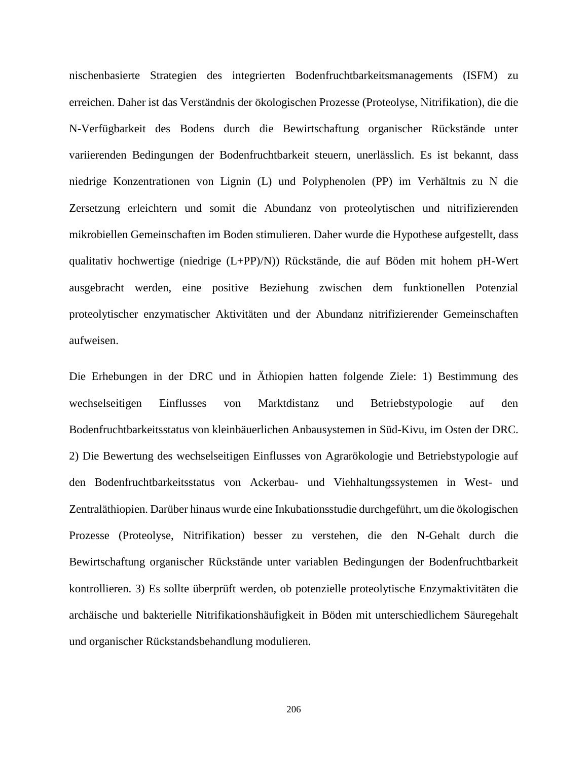nischenbasierte Strategien des integrierten Bodenfruchtbarkeitsmanagements (ISFM) zu erreichen. Daher ist das Verständnis der ökologischen Prozesse (Proteolyse, Nitrifikation), die die N-Verfügbarkeit des Bodens durch die Bewirtschaftung organischer Rückstände unter variierenden Bedingungen der Bodenfruchtbarkeit steuern, unerlässlich. Es ist bekannt, dass niedrige Konzentrationen von Lignin (L) und Polyphenolen (PP) im Verhältnis zu N die Zersetzung erleichtern und somit die Abundanz von proteolytischen und nitrifizierenden mikrobiellen Gemeinschaften im Boden stimulieren. Daher wurde die Hypothese aufgestellt, dass qualitativ hochwertige (niedrige (L+PP)/N)) Rückstände, die auf Böden mit hohem pH-Wert ausgebracht werden, eine positive Beziehung zwischen dem funktionellen Potenzial proteolytischer enzymatischer Aktivitäten und der Abundanz nitrifizierender Gemeinschaften aufweisen.

Die Erhebungen in der DRC und in Äthiopien hatten folgende Ziele: 1) Bestimmung des wechselseitigen Einflusses von Marktdistanz und Betriebstypologie auf den Bodenfruchtbarkeitsstatus von kleinbäuerlichen Anbausystemen in Süd-Kivu, im Osten der DRC. 2) Die Bewertung des wechselseitigen Einflusses von Agrarökologie und Betriebstypologie auf den Bodenfruchtbarkeitsstatus von Ackerbau- und Viehhaltungssystemen in West- und Zentraläthiopien. Darüber hinaus wurde eine Inkubationsstudie durchgeführt, um die ökologischen Prozesse (Proteolyse, Nitrifikation) besser zu verstehen, die den N-Gehalt durch die Bewirtschaftung organischer Rückstände unter variablen Bedingungen der Bodenfruchtbarkeit kontrollieren. 3) Es sollte überprüft werden, ob potenzielle proteolytische Enzymaktivitäten die archäische und bakterielle Nitrifikationshäufigkeit in Böden mit unterschiedlichem Säuregehalt und organischer Rückstandsbehandlung modulieren.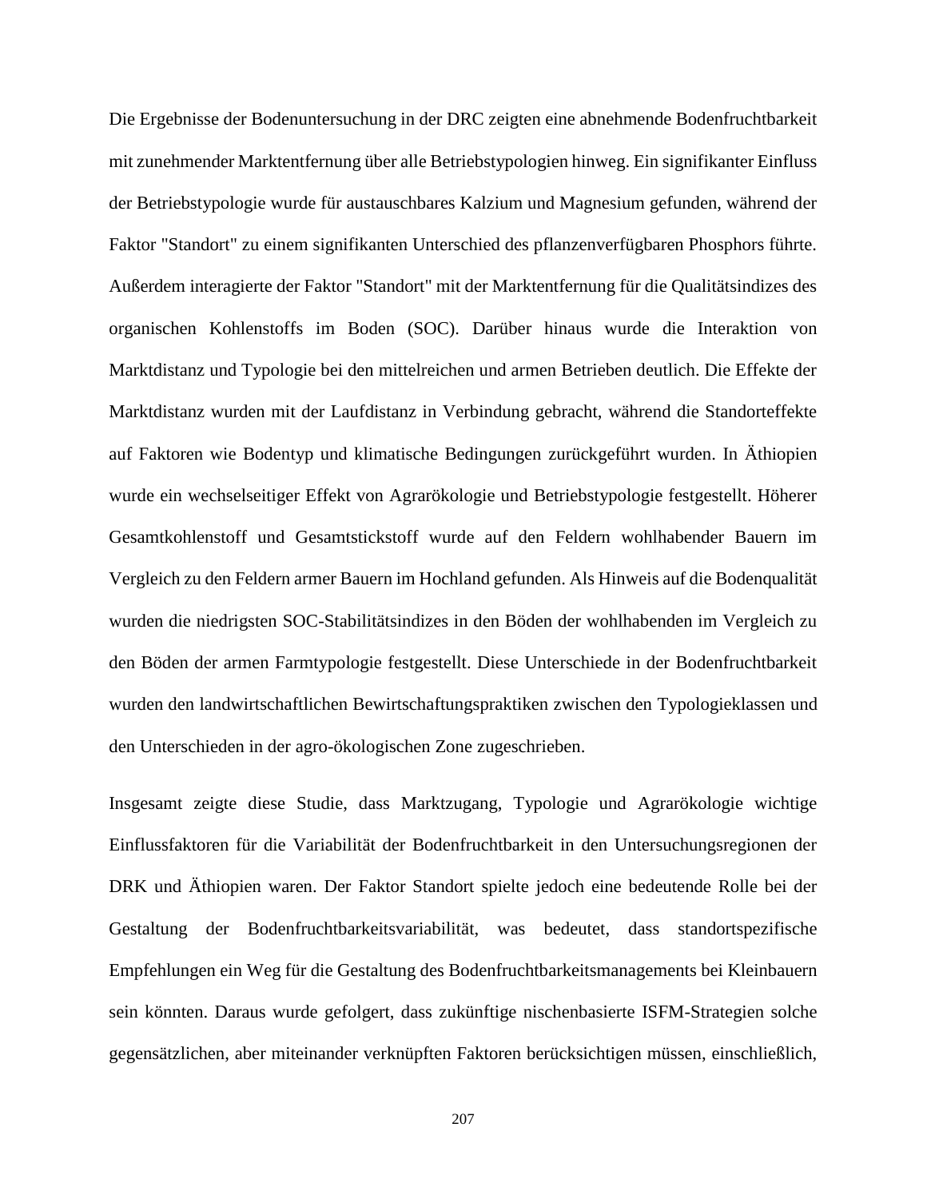Die Ergebnisse der Bodenuntersuchung in der DRC zeigten eine abnehmende Bodenfruchtbarkeit mit zunehmender Marktentfernung über alle Betriebstypologien hinweg. Ein signifikanter Einfluss der Betriebstypologie wurde für austauschbares Kalzium und Magnesium gefunden, während der Faktor "Standort" zu einem signifikanten Unterschied des pflanzenverfügbaren Phosphors führte. Außerdem interagierte der Faktor "Standort" mit der Marktentfernung für die Qualitätsindizes des organischen Kohlenstoffs im Boden (SOC). Darüber hinaus wurde die Interaktion von Marktdistanz und Typologie bei den mittelreichen und armen Betrieben deutlich. Die Effekte der Marktdistanz wurden mit der Laufdistanz in Verbindung gebracht, während die Standorteffekte auf Faktoren wie Bodentyp und klimatische Bedingungen zurückgeführt wurden. In Äthiopien wurde ein wechselseitiger Effekt von Agrarökologie und Betriebstypologie festgestellt. Höherer Gesamtkohlenstoff und Gesamtstickstoff wurde auf den Feldern wohlhabender Bauern im Vergleich zu den Feldern armer Bauern im Hochland gefunden. Als Hinweis auf die Bodenqualität wurden die niedrigsten SOC-Stabilitätsindizes in den Böden der wohlhabenden im Vergleich zu den Böden der armen Farmtypologie festgestellt. Diese Unterschiede in der Bodenfruchtbarkeit wurden den landwirtschaftlichen Bewirtschaftungspraktiken zwischen den Typologieklassen und den Unterschieden in der agro-ökologischen Zone zugeschrieben.

Insgesamt zeigte diese Studie, dass Marktzugang, Typologie und Agrarökologie wichtige Einflussfaktoren für die Variabilität der Bodenfruchtbarkeit in den Untersuchungsregionen der DRK und Äthiopien waren. Der Faktor Standort spielte jedoch eine bedeutende Rolle bei der Gestaltung der Bodenfruchtbarkeitsvariabilität, was bedeutet, dass standortspezifische Empfehlungen ein Weg für die Gestaltung des Bodenfruchtbarkeitsmanagements bei Kleinbauern sein könnten. Daraus wurde gefolgert, dass zukünftige nischenbasierte ISFM-Strategien solche gegensätzlichen, aber miteinander verknüpften Faktoren berücksichtigen müssen, einschließlich,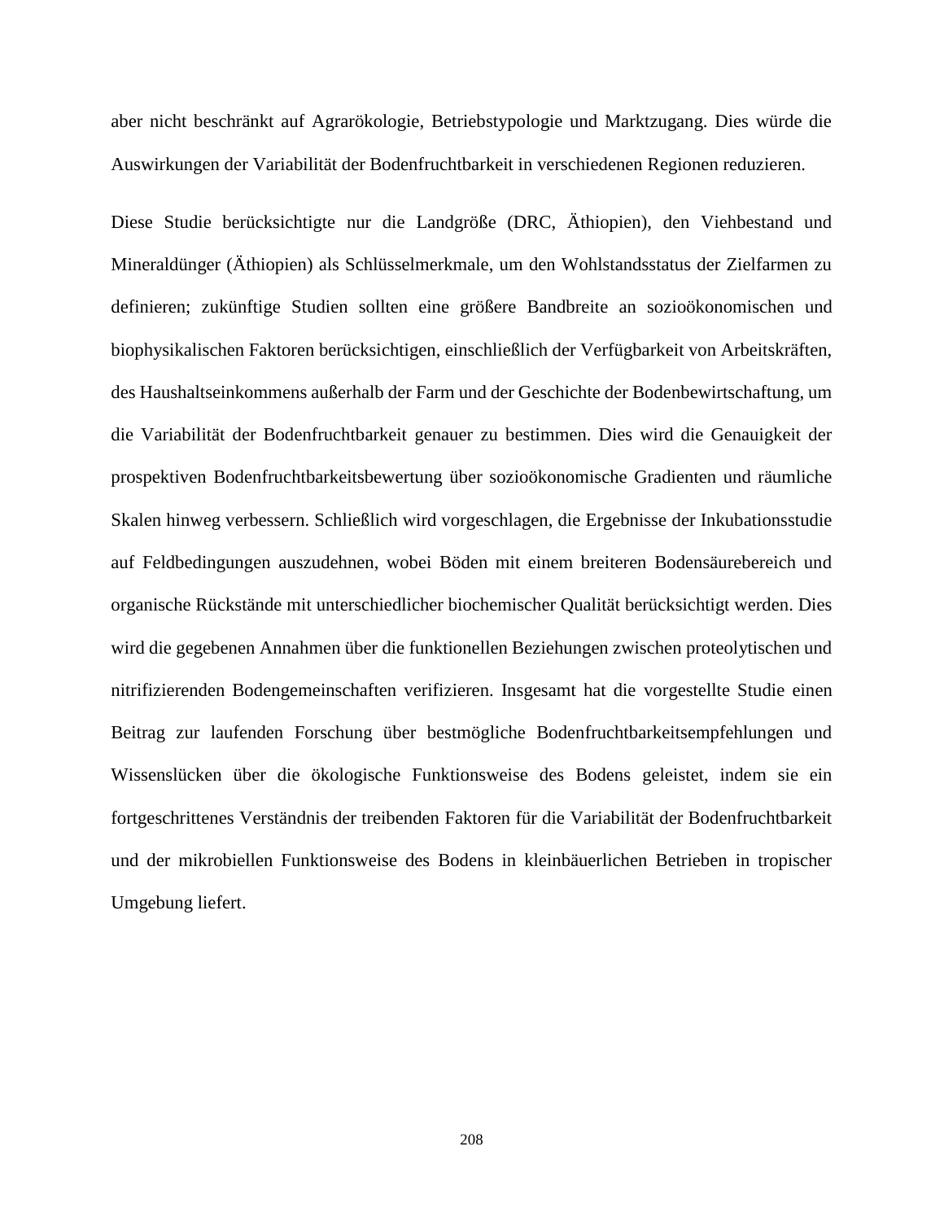aber nicht beschränkt auf Agrarökologie, Betriebstypologie und Marktzugang. Dies würde die Auswirkungen der Variabilität der Bodenfruchtbarkeit in verschiedenen Regionen reduzieren.

Diese Studie berücksichtigte nur die Landgröße (DRC, Äthiopien), den Viehbestand und Mineraldünger (Äthiopien) als Schlüsselmerkmale, um den Wohlstandsstatus der Zielfarmen zu definieren; zukünftige Studien sollten eine größere Bandbreite an sozioökonomischen und biophysikalischen Faktoren berücksichtigen, einschließlich der Verfügbarkeit von Arbeitskräften, des Haushaltseinkommens außerhalb der Farm und der Geschichte der Bodenbewirtschaftung, um die Variabilität der Bodenfruchtbarkeit genauer zu bestimmen. Dies wird die Genauigkeit der prospektiven Bodenfruchtbarkeitsbewertung über sozioökonomische Gradienten und räumliche Skalen hinweg verbessern. Schließlich wird vorgeschlagen, die Ergebnisse der Inkubationsstudie auf Feldbedingungen auszudehnen, wobei Böden mit einem breiteren Bodensäurebereich und organische Rückstände mit unterschiedlicher biochemischer Qualität berücksichtigt werden. Dies wird die gegebenen Annahmen über die funktionellen Beziehungen zwischen proteolytischen und nitrifizierenden Bodengemeinschaften verifizieren. Insgesamt hat die vorgestellte Studie einen Beitrag zur laufenden Forschung über bestmögliche Bodenfruchtbarkeitsempfehlungen und Wissenslücken über die ökologische Funktionsweise des Bodens geleistet, indem sie ein fortgeschrittenes Verständnis der treibenden Faktoren für die Variabilität der Bodenfruchtbarkeit und der mikrobiellen Funktionsweise des Bodens in kleinbäuerlichen Betrieben in tropischer Umgebung liefert.